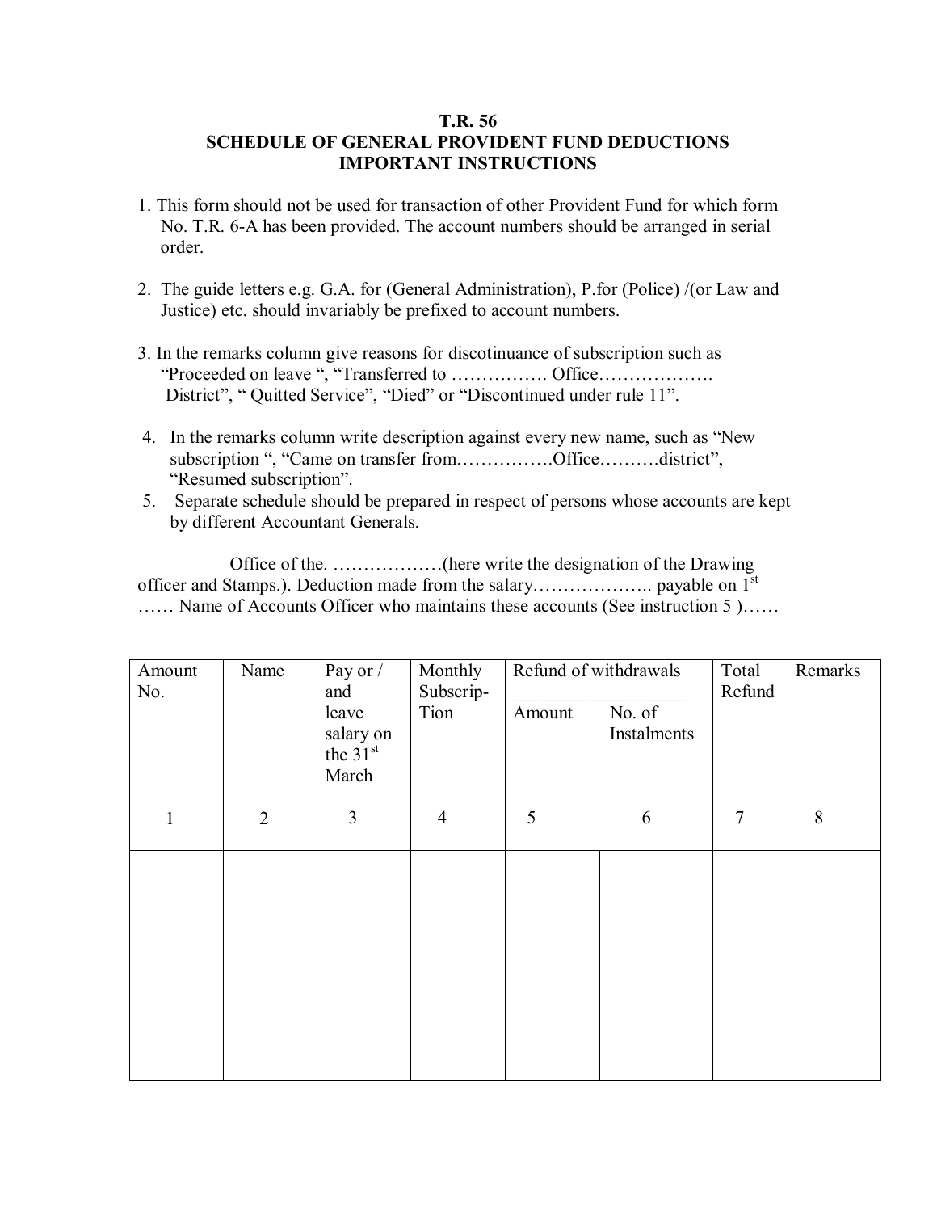# T.R. 56
## SCHEDULE OF GENERAL PROVIDENT FUND DEDUCTIONS
## IMPORTANT INSTRUCTIONS

1. This form should not be used for transaction of other Provident Fund for which form No. T.R. 6-A has been provided. The account numbers should be arranged in serial order.

2. The guide letters e.g. G.A. for (General Administration), P.for (Police) /(or Law and Justice) etc. should invariably be prefixed to account numbers.

3. In the remarks column give reasons for discotinuance of subscription such as "Proceeded on leave ", "Transferred to ……………. Office………………. District", " Quitted Service", "Died" or "Discontinued under rule 11".

4. In the remarks column write description against every new name, such as "New subscription ", "Came on transfer from…………….Office……….district", "Resumed subscription".

5. Separate schedule should be prepared in respect of persons whose accounts are kept by different Accountant Generals.

Office of the. ………………(here write the designation of the Drawing officer and Stamps.). Deduction made from the salary……………….. payable on 1st …… Name of Accounts Officer who maintains these accounts (See instruction 5 )……

| Amount No. | Name | Pay or / and leave salary on the 31st March | Monthly Subscrip-Tion | Refund of withdrawals | | Total Refund | Remarks |
|---|---|---|---|---|---|---|---|
| | | | | Amount | No. of Instalments | | |
| 1 | 2 | 3 | 4 | 5 | 6 | 7 | 8 |
| | | | | | | | |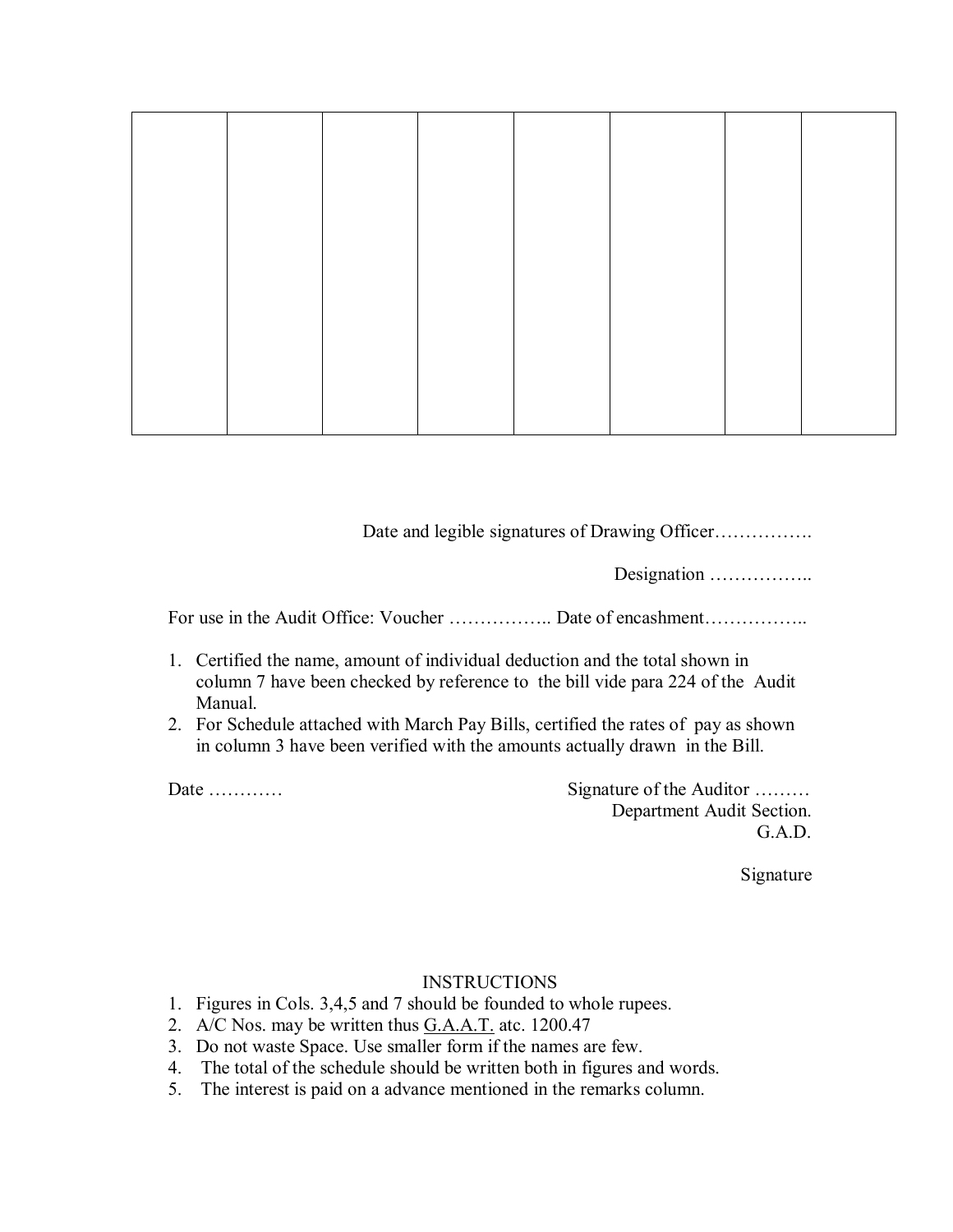| | | | | | | | |
|---|---|---|---|---|---|---|---|
| | | | | | | | |

Date and legible signatures of Drawing Officer…………….

Designation ……………..

For use in the Audit Office: Voucher …………….. Date of encashment……………..

1. Certified the name, amount of individual deduction and the total shown in column 7 have been checked by reference to the bill vide para 224 of the Audit Manual.
2. For Schedule attached with March Pay Bills, certified the rates of pay as shown in column 3 have been verified with the amounts actually drawn in the Bill.

Date …………

Signature of the Auditor ………
Department Audit Section.
G.A.D.

Signature

INSTRUCTIONS

1. Figures in Cols. 3,4,5 and 7 should be founded to whole rupees.
2. A/C Nos. may be written thus G.A.A.T. atc. 1200.47
3. Do not waste Space. Use smaller form if the names are few.
4. The total of the schedule should be written both in figures and words.
5. The interest is paid on a advance mentioned in the remarks column.